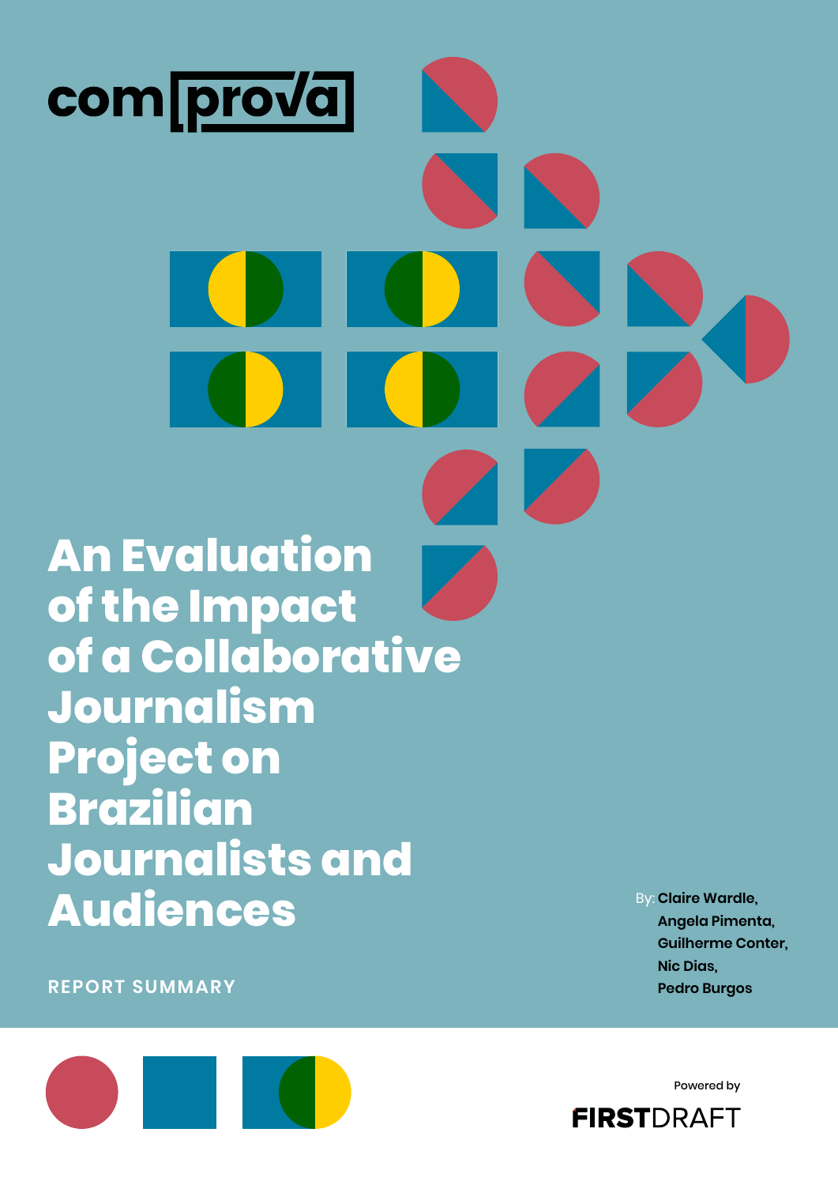comprova

# An Evaluation of the Impact of a Collaborative Journalism Project on Brazilian Journalists and Audiences

REPORT SUMMARY

By: **Claire Wardle, Angela Pimenta, Guilherme Conter, Nic Dias, Pedro Burgos**

Powered by FIRSTDRAFT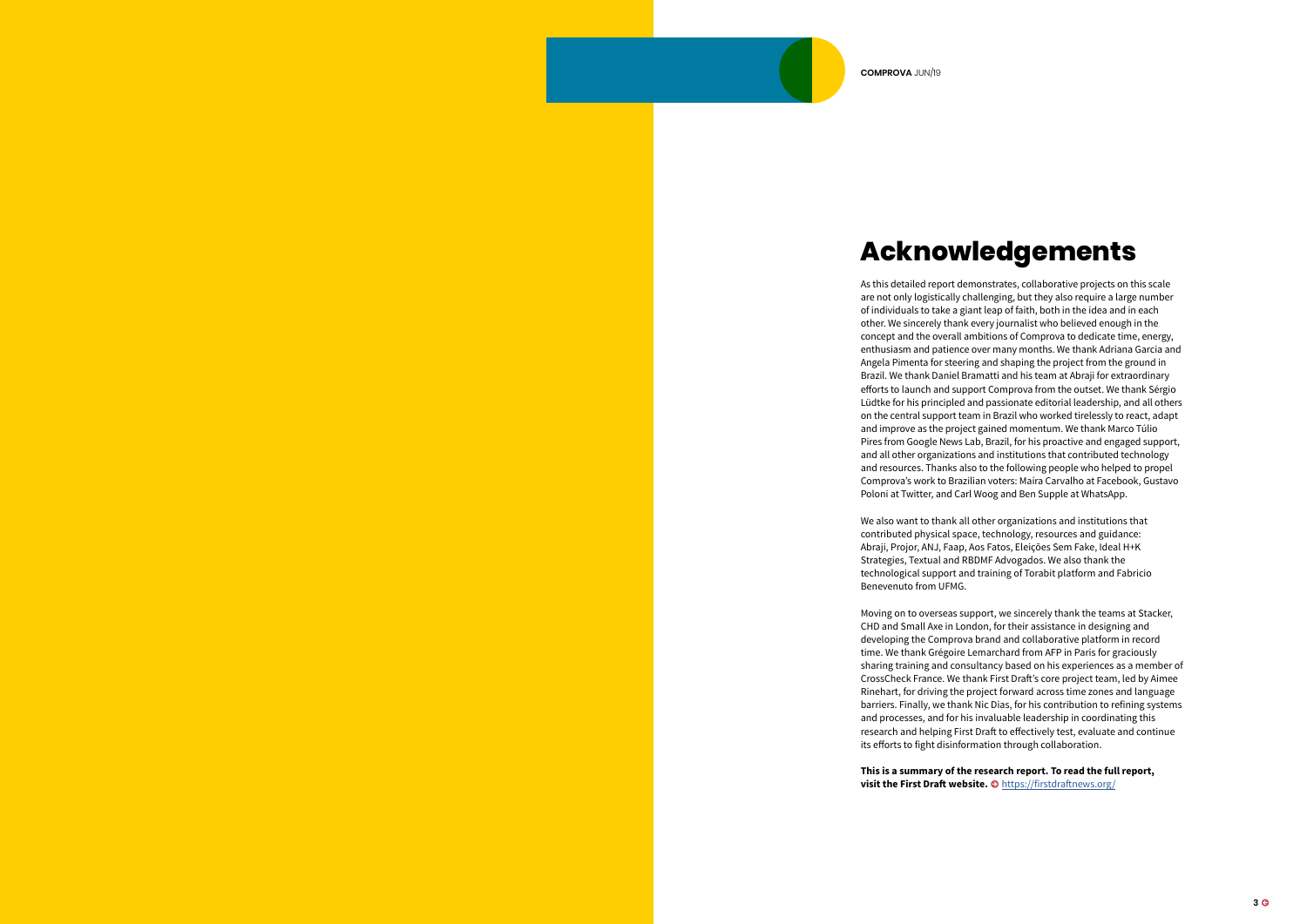# Acknowledgements

As this detailed report demonstrates, collaborative projects on this scale are not only logistically challenging, but they also require a large number of individuals to take a giant leap of faith, both in the idea and in each other. We sincerely thank every journalist who believed enough in the concept and the overall ambitions of Comprova to dedicate time, energy, enthusiasm and patience over many months. We thank Adriana Garcia and Angela Pimenta for steering and shaping the project from the ground in Brazil. We thank Daniel Bramatti and his team at Abraji for extraordinary efforts to launch and support Comprova from the outset. We thank Sérgio Lüdtke for his principled and passionate editorial leadership, and all others on the central support team in Brazil who worked tirelessly to react, adapt and improve as the project gained momentum. We thank Marco Túlio Pires from Google News Lab, Brazil, for his proactive and engaged support, and all other organizations and institutions that contributed technology and resources. Thanks also to the following people who helped to propel Comprova's work to Brazilian voters: Maira Carvalho at Facebook, Gustavo Poloni at Twitter, and Carl Woog and Ben Supple at WhatsApp.

We also want to thank all other organizations and institutions that contributed physical space, technology, resources and guidance: Abraji, Projor, ANJ, Faap, Aos Fatos, Eleições Sem Fake, Ideal H+K Strategies, Textual and RBDMF Advogados. We also thank the technological support and training of Torabit platform and Fabricio Benevenuto from UFMG.

Moving on to overseas support, we sincerely thank the teams at Stacker, CHD and Small Axe in London, for their assistance in designing and developing the Comprova brand and collaborative platform in record time. We thank Grégoire Lemarchard from AFP in Paris for graciously sharing training and consultancy based on his experiences as a member of CrossCheck France. We thank First Draft's core project team, led by Aimee Rinehart, for driving the project forward across time zones and language barriers. Finally, we thank Nic Dias, for his contribution to refining systems and processes, and for his invaluable leadership in coordinating this research and helping First Draft to effectively test, evaluate and continue its efforts to fight disinformation through collaboration.

**This is a summary of the research report. To read the full report, visit the First Draft website.** https://firstdraftnews.org/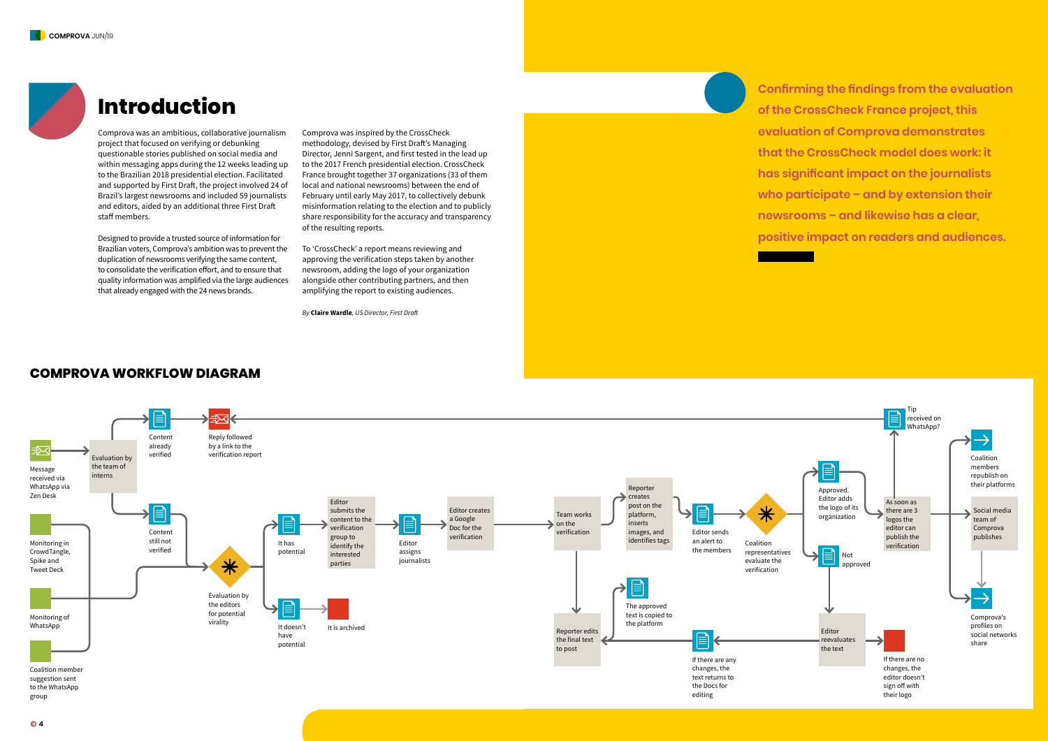# Introduction

Comprova was an ambitious, collaborative journalism project that focused on verifying or debunking questionable stories published on social media and within messaging apps during the 12 weeks leading up to the Brazilian 2018 presidential election. Facilitated and supported by First Draft, the project involved 24 of Brazil's largest newsrooms and included 59 journalists and editors, aided by an additional three First Draft staff members.

Designed to provide a trusted source of information for Brazilian voters, Comprova's ambition was to prevent the duplication of newsrooms verifying the same content, to consolidate the verification effort, and to ensure that quality information was amplified via the large audiences that already engaged with the 24 news brands.

Comprova was inspired by the CrossCheck methodology, devised by First Draft's Managing Director, Jenni Sargent, and first tested in the lead up to the 2017 French presidential election. CrossCheck France brought together 37 organizations (33 of them local and national newsrooms) between the end of February until early May 2017, to collectively debunk misinformation relating to the election and to publicly share responsibility for the accuracy and transparency of the resulting reports.

To 'CrossCheck' a report means reviewing and approving the verification steps taken by another newsroom, adding the logo of your organization alongside other contributing partners, and then amplifying the report to existing audiences.

*By* ***Claire Wardle****, US Director, First Draft*

**Confirming the findings from the evaluation of the CrossCheck France project, this evaluation of Comprova demonstrates that the CrossCheck model does work: it has significant impact on the journalists who participate – and by extension their newsrooms – and likewise has a clear, positive impact on readers and audiences.**

## COMPROVA WORKFLOW DIAGRAM

- Message received via WhatsApp via Zen Desk
- Monitoring in CrowdTangle, Spike and Tweet Deck
- Monitoring of WhatsApp
- Coalition member suggestion sent to the WhatsApp group
- Evaluation by the team of interns
- Content already verified
- Reply followed by a link to the verification report
- Content still not verified
- Evaluation by the editors for potential virality
- It has potential
- It doesn't have potential
- It is archived
- Editor submits the content to the verification group to identify the interested parties
- Editor assigns journalists
- Editor creates a Google Doc for the verification
- Team works on the verification
- Reporter creates post on the platform, inserts images, and identifies tags
- Editor sends an alert to the members
- Coalition representatives evaluate the verification
- Approved. Editor adds the logo of its organization
- Not approved
- Editor reevaluates the text
- If there are any changes, the text returns to the Docs for editing
- If there are no changes, the editor doesn't sign off with their logo
- Reporter edits the final text to post
- The approved text is copied to the platform
- As soon as there are 3 logos the editor can publish the verification
- Tip received on WhatsApp?
- Coalition members republish on their platforms
- Social media team of Comprova publishes
- Comprova's profiles on social networks share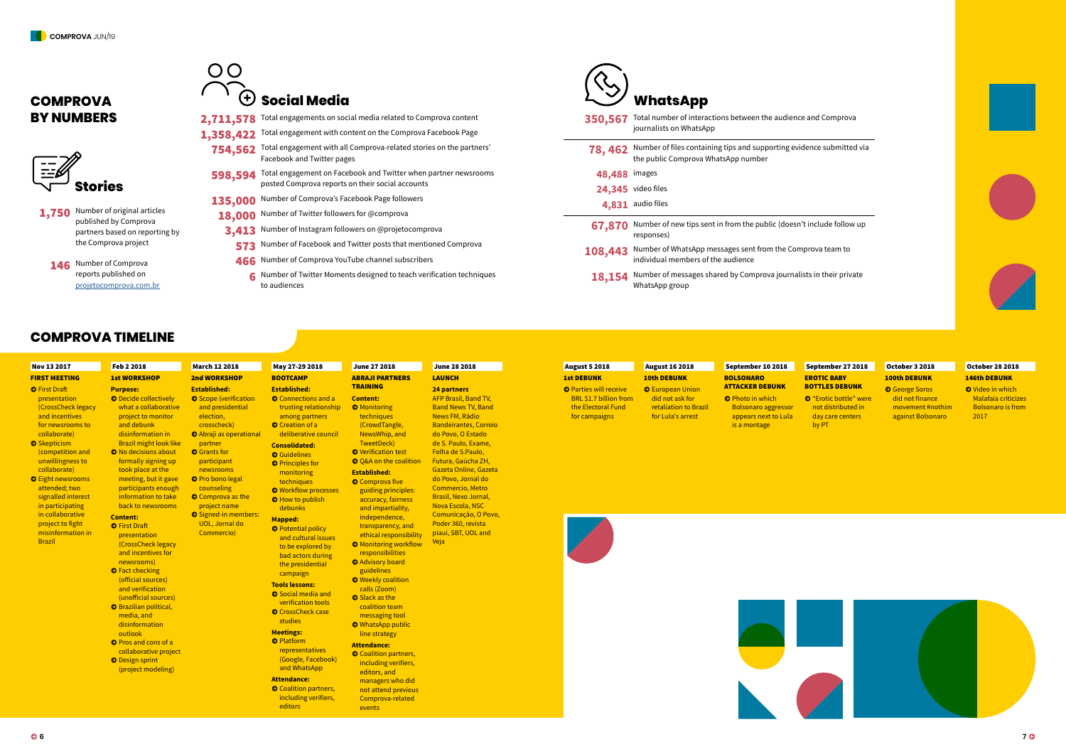# COMPROVA BY NUMBERS

## Stories

**1,750** Number of original articles published by Comprova partners based on reporting by the Comprova project

**146** Number of Comprova reports published on projetocomprova.com.br

## Social Media

**2,711,578** Total engagements on social media related to Comprova content

**1,358,422** Total engagement with content on the Comprova Facebook Page

**754,562** Total engagement with all Comprova-related stories on the partners' Facebook and Twitter pages

**598,594** Total engagement on Facebook and Twitter when partner newsrooms posted Comprova reports on their social accounts

**135,000** Number of Comprova's Facebook Page followers

**18,000** Number of Twitter followers for @comprova

**3,413** Number of Instagram followers on @projetocomprova

**573** Number of Facebook and Twitter posts that mentioned Comprova

**466** Number of Comprova YouTube channel subscribers

**6** Number of Twitter Moments designed to teach verification techniques to audiences

## WhatsApp

**350,567** Total number of interactions between the audience and Comprova journalists on WhatsApp

**78, 462** Number of files containing tips and supporting evidence submitted via the public Comprova WhatsApp number

**48,488** images

**24,345** video files

**4,831** audio files

**67,870** Number of new tips sent in from the public (doesn't include follow up responses)

**108,443** Number of WhatsApp messages sent from the Comprova team to individual members of the audience

**18,154** Number of messages shared by Comprova journalists in their private WhatsApp group

# COMPROVA TIMELINE

**Nov 13 2017**
**FIRST MEETING**
- First Draft presentation (CrossCheck legacy and incentives for newsrooms to collaborate)
- Skepticism (competition and unwillingness to collaborate)
- Eight newsrooms attended; two signalled interest in participating in collaborative project to fight misinformation in Brazil

**Feb 2 2018**
**1st WORKSHOP**
**Purpose:**
- Decide collectively what a collaborative project to monitor and debunk disinformation in Brazil might look like
- No decisions about formally signing up took place at the meeting, but it gave participants enough information to take back to newsrooms

**Content:**
- First Draft presentation (CrossCheck legacy and incentives for newsrooms)
- Fact checking (official sources) and verification (unofficial sources)
- Brazilian political, media, and disinformation outlook
- Pros and cons of a collaborative project
- Design sprint (project modeling)

**March 12 2018**
**2nd WORKSHOP**
**Established:**
- Scope (verification and presidential election, crosscheck)
- Abraji as operational partner
- Grants for participant newsrooms
- Pro bono legal counseling
- Comprova as the project name
- Signed-in members: UOL, Jornal do Commercio)

**May 27-29 2018**
**BOOTCAMP**
**Established:**
- Connections and a trusting relationship among partners
- Creation of a deliberative council

**Consolidated:**
- Guidelines
- Principles for monitoring techniques
- Workflow processes
- How to publish debunks

**Mapped:**
- Potential policy and cultural issues to be explored by bad actors during the presidential campaign

**Tools lessons:**
- Social media and verification tools
- CrossCheck case studies

**Meetings:**
- Platform representatives (Google, Facebook) and WhatsApp

**Attendance:**
- Coalition partners, including verifiers, editors

**June 27 2018**
**ABRAJI PARTNERS TRAINING**
**Content:**
- Monitoring techniques (CrowdTangle, NewsWhip, and TweetDeck)
- Verification test
- Q&A on the coalition

**Established:**
- Comprova five guiding principles: accuracy, fairness and impartiality, independence, transparency, and ethical responsibility
- Monitoring workflow responsibilities
- Advisory board guidelines
- Weekly coalition calls (Zoom)
- Slack as the coalition team messaging tool
- WhatsApp public line strategy

**Attendance:**
- Coalition partners, including verifiers, editors, and managers who did not attend previous Comprova-related events

**June 28 2018**
**LAUNCH**
**24 partners**
AFP Brasil, Band TV, Band News TV, Band News FM, Rádio Bandeirantes, Correio do Povo, O Estado de S. Paulo, Exame, Folha de S.Paulo, Futura, Gaúcha ZH, Gazeta Online, Gazeta do Povo, Jornal do Commercio, Metro Brasil, Nexo Jornal, Nova Escola, NSC Comunicação, O Povo, Poder 360, revista piauí, SBT, UOL and Veja

**August 5 2018**
**1st DEBUNK**
- Parties will receive BRL $1.7 billion from the Electoral Fund for campaigns

**August 16 2018**
**10th DEBUNK**
- European Union did not ask for retaliation to Brazil for Lula's arrest

**September 10 2018**
**BOLSONARO ATTACKER DEBUNK**
- Photo in which Bolsonaro aggressor appears next to Lula is a montage

**September 27 2018**
**EROTIC BABY BOTTLES DEBUNK**
- "Erotic bottle" were not distributed in day care centers by PT

**October 3 2018**
**100th DEBUNK**
- George Soros did not finance movement #nothim against Bolsonaro

**October 28 2018**
**146th DEBUNK**
- Video in which Malafaia criticizes Bolsonaro is from 2017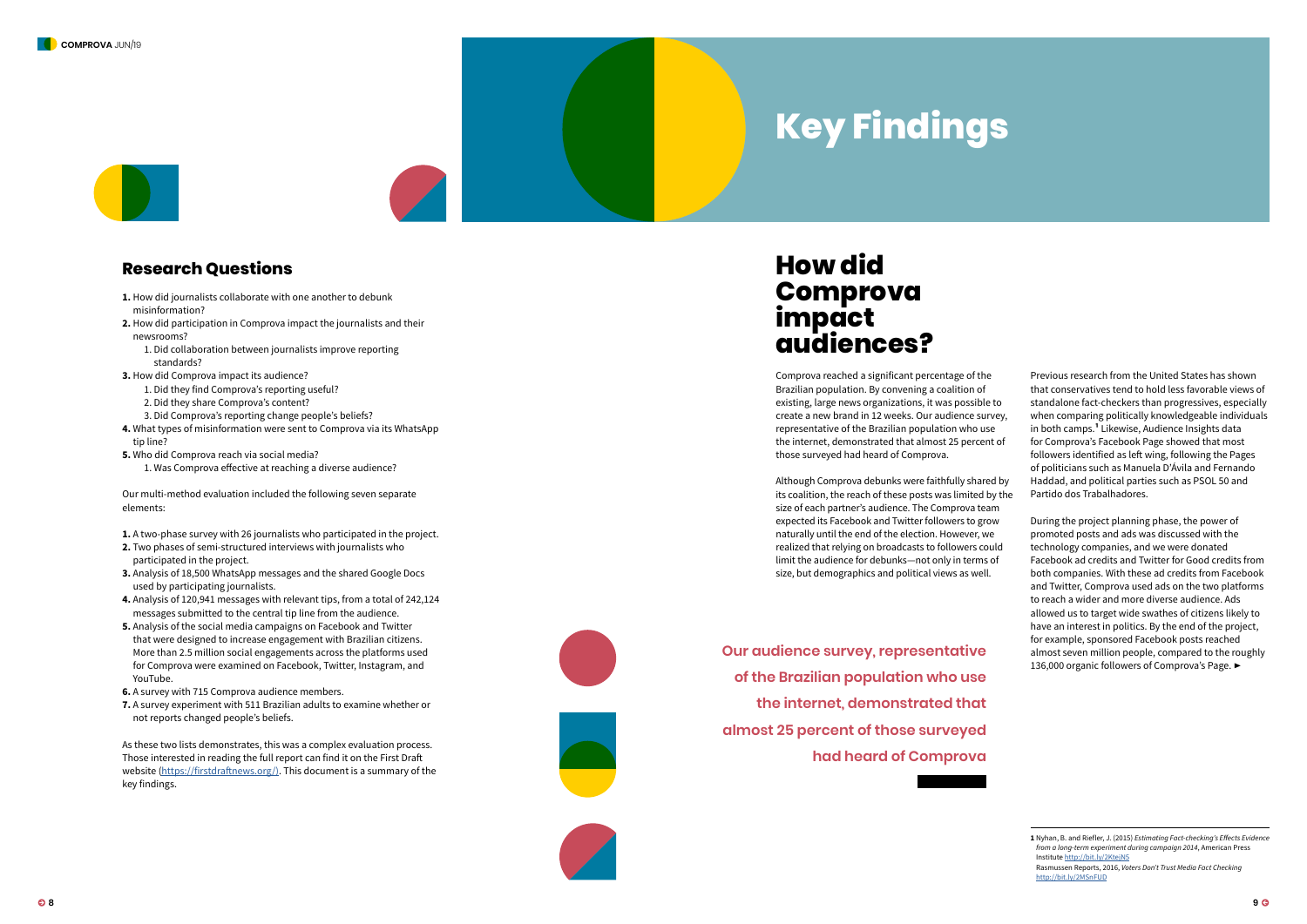## Research Questions

1. How did journalists collaborate with one another to debunk misinformation?
2. How did participation in Comprova impact the journalists and their newsrooms?
    1. Did collaboration between journalists improve reporting standards?
3. How did Comprova impact its audience?
    1. Did they find Comprova's reporting useful?
    2. Did they share Comprova's content?
    3. Did Comprova's reporting change people's beliefs?
4. What types of misinformation were sent to Comprova via its WhatsApp tip line?
5. Who did Comprova reach via social media?
    1. Was Comprova effective at reaching a diverse audience?

Our multi-method evaluation included the following seven separate elements:

1. A two-phase survey with 26 journalists who participated in the project.
2. Two phases of semi-structured interviews with journalists who participated in the project.
3. Analysis of 18,500 WhatsApp messages and the shared Google Docs used by participating journalists.
4. Analysis of 120,941 messages with relevant tips, from a total of 242,124 messages submitted to the central tip line from the audience.
5. Analysis of the social media campaigns on Facebook and Twitter that were designed to increase engagement with Brazilian citizens. More than 2.5 million social engagements across the platforms used for Comprova were examined on Facebook, Twitter, Instagram, and YouTube.
6. A survey with 715 Comprova audience members.
7. A survey experiment with 511 Brazilian adults to examine whether or not reports changed people's beliefs.

As these two lists demonstrates, this was a complex evaluation process. Those interested in reading the full report can find it on the First Draft website (https://firstdraftnews.org/). This document is a summary of the key findings.

# Key Findings

## How did Comprova impact audiences?

Comprova reached a significant percentage of the Brazilian population. By convening a coalition of existing, large news organizations, it was possible to create a new brand in 12 weeks. Our audience survey, representative of the Brazilian population who use the internet, demonstrated that almost 25 percent of those surveyed had heard of Comprova.

Although Comprova debunks were faithfully shared by its coalition, the reach of these posts was limited by the size of each partner's audience. The Comprova team expected its Facebook and Twitter followers to grow naturally until the end of the election. However, we realized that relying on broadcasts to followers could limit the audience for debunks—not only in terms of size, but demographics and political views as well.

**Our audience survey, representative of the Brazilian population who use the internet, demonstrated that almost 25 percent of those surveyed had heard of Comprova**

Previous research from the United States has shown that conservatives tend to hold less favorable views of standalone fact-checkers than progressives, especially when comparing politically knowledgeable individuals in both camps.[1] Likewise, Audience Insights data for Comprova's Facebook Page showed that most followers identified as left wing, following the Pages of politicians such as Manuela D'Ávila and Fernando Haddad, and political parties such as PSOL 50 and Partido dos Trabalhadores.

During the project planning phase, the power of promoted posts and ads was discussed with the technology companies, and we were donated Facebook ad credits and Twitter for Good credits from both companies. With these ad credits from Facebook and Twitter, Comprova used ads on the two platforms to reach a wider and more diverse audience. Ads allowed us to target wide swathes of citizens likely to have an interest in politics. By the end of the project, for example, sponsored Facebook posts reached almost seven million people, compared to the roughly 136,000 organic followers of Comprova's Page. ►

---

[1] Nyhan, B. and Riefler, J. (2015) *Estimating Fact-checking's Effects Evidence from a long-term experiment during campaign 2014*, American Press Institute http://bit.ly/2KtejNS
Rasmussen Reports, 2016, *Voters Don't Trust Media Fact Checking* http://bit.ly/2MSnFUD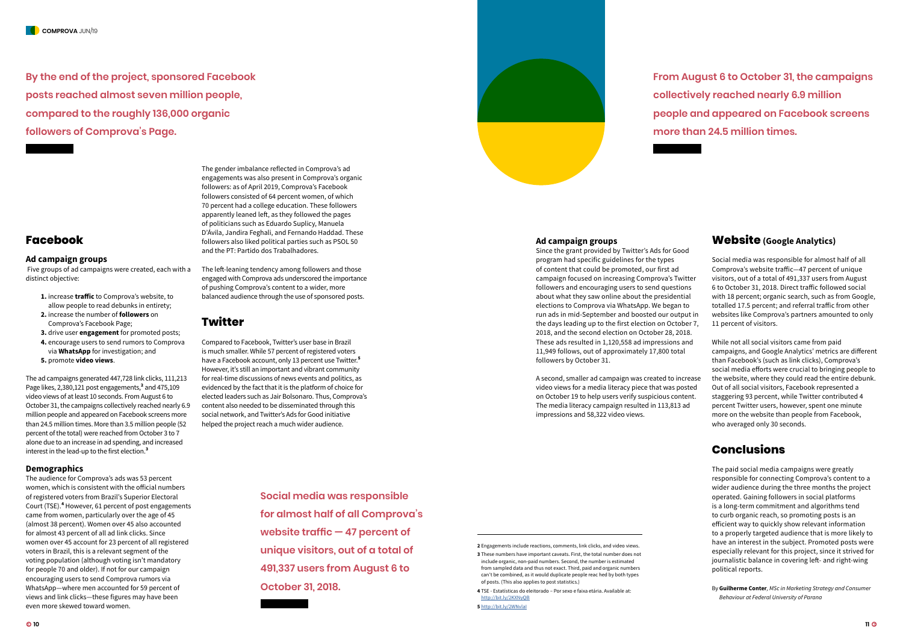By the end of the project, sponsored Facebook posts reached almost seven million people, compared to the roughly 136,000 organic followers of Comprova's Page.

## Facebook

### Ad campaign groups

Five groups of ad campaigns were created, each with a distinct objective:

1. increase **traffic** to Comprova's website, to allow people to read debunks in entirety;
2. increase the number of **followers** on Comprova's Facebook Page;
3. drive user **engagement** for promoted posts;
4. encourage users to send rumors to Comprova via **WhatsApp** for investigation; and
5. promote **video views**.

The ad campaigns generated 447,728 link clicks, 111,213 Page likes, 2,380,121 post engagements,[2] and 475,109 video views of at least 10 seconds. From August 6 to October 31, the campaigns collectively reached nearly 6.9 million people and appeared on Facebook screens more than 24.5 million times. More than 3.5 million people (52 percent of the total) were reached from October 3 to 7 alone due to an increase in ad spending, and increased interest in the lead-up to the first election.[3]

### Demographics

The audience for Comprova's ads was 53 percent women, which is consistent with the official numbers of registered voters from Brazil's Superior Electoral Court (TSE).[4] However, 61 percent of post engagements came from women, particularly over the age of 45 (almost 38 percent). Women over 45 also accounted for almost 43 percent of all ad link clicks. Since women over 45 account for 23 percent of all registered voters in Brazil, this is a relevant segment of the voting population (although voting isn't mandatory for people 70 and older). If not for our campaign encouraging users to send Comprova rumors via WhatsApp—where men accounted for 59 percent of views and link clicks—these figures may have been even more skewed toward women.

The gender imbalance reflected in Comprova's ad engagements was also present in Comprova's organic followers: as of April 2019, Comprova's Facebook followers consisted of 64 percent women, of which 70 percent had a college education. These followers apparently leaned left, as they followed the pages of politicians such as Eduardo Suplicy, Manuela D'Ávila, Jandira Feghali, and Fernando Haddad. These followers also liked political parties such as PSOL 50 and the PT: Partido dos Trabalhadores.

The left-leaning tendency among followers and those engaged with Comprova ads underscored the importance of pushing Comprova's content to a wider, more balanced audience through the use of sponsored posts.

## Twitter

Compared to Facebook, Twitter's user base in Brazil is much smaller. While 57 percent of registered voters have a Facebook account, only 13 percent use Twitter.[5] However, it's still an important and vibrant community for real-time discussions of news events and politics, as evidenced by the fact that it is the platform of choice for elected leaders such as Jair Bolsonaro. Thus, Comprova's content also needed to be disseminated through this social network, and Twitter's Ads for Good initiative helped the project reach a much wider audience.

Social media was responsible for almost half of all Comprova's website traffic — 47 percent of unique visitors, out of a total of 491,337 users from August 6 to October 31, 2018.

From August 6 to October 31, the campaigns collectively reached nearly 6.9 million people and appeared on Facebook screens more than 24.5 million times.

### Ad campaign groups

Since the grant provided by Twitter's Ads for Good program had specific guidelines for the types of content that could be promoted, our first ad campaign focused on increasing Comprova's Twitter followers and encouraging users to send questions about what they saw online about the presidential elections to Comprova via WhatsApp. We began to run ads in mid-September and boosted our output in the days leading up to the first election on October 7, 2018, and the second election on October 28, 2018. These ads resulted in 1,120,558 ad impressions and 11,949 follows, out of approximately 17,800 total followers by October 31.

A second, smaller ad campaign was created to increase video views for a media literacy piece that was posted on October 19 to help users verify suspicious content. The media literacy campaign resulted in 113,813 ad impressions and 58,322 video views.

## Website (Google Analytics)

Social media was responsible for almost half of all Comprova's website traffic—47 percent of unique visitors, out of a total of 491,337 users from August 6 to October 31, 2018. Direct traffic followed social with 18 percent; organic search, such as from Google, totalled 17.5 percent; and referral traffic from other websites like Comprova's partners amounted to only 11 percent of visitors.

While not all social visitors came from paid campaigns, and Google Analytics' metrics are different than Facebook's (such as link clicks), Comprova's social media efforts were crucial to bringing people to the website, where they could read the entire debunk. Out of all social visitors, Facebook represented a staggering 93 percent, while Twitter contributed 4 percent Twitter users, however, spent one minute more on the website than people from Facebook, who averaged only 30 seconds.

## Conclusions

The paid social media campaigns were greatly responsible for connecting Comprova's content to a wider audience during the three months the project operated. Gaining followers in social platforms is a long-term commitment and algorithms tend to curb organic reach, so promoting posts is an efficient way to quickly show relevant information to a properly targeted audience that is more likely to have an interest in the subject. Promoted posts were especially relevant for this project, since it strived for journalistic balance in covering left- and right-wing political reports.

By **Guilherme Conter**, *MSc in Marketing Strategy and Consumer Behaviour at Federal University of Paraná*

---

**2** Engagements include reactions, comments, link clicks, and video views.

**3** These numbers have important caveats. First, the total number does not include organic, non-paid numbers. Second, the number is estimated from sampled data and thus not exact. Third, paid and organic numbers can't be combined, as it would duplicate people reac hed by both types of posts. (This also applies to post statistics.)

**4** TSE - Estatísticas do eleitorado – Por sexo e faixa etária. Available at: http://bit.ly/2KXNyQB

**5** http://bit.ly/2WNvlal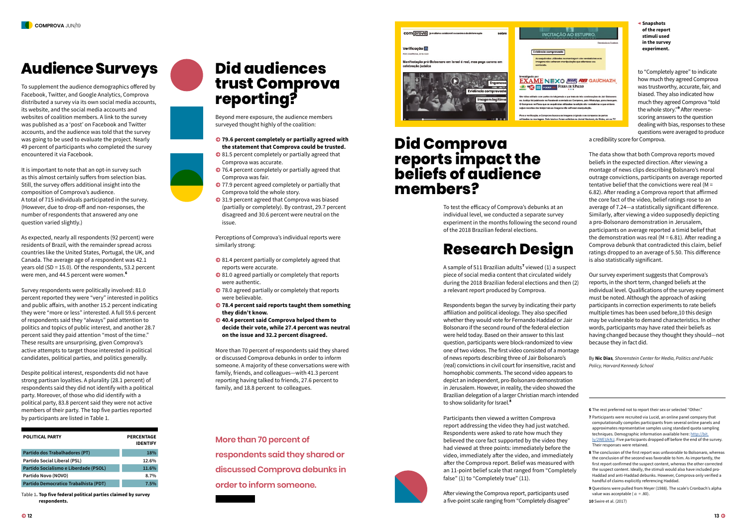# Audience Surveys

To supplement the audience demographics offered by Facebook, Twitter, and Google Analytics, Comprova distributed a survey via its own social media accounts, its website, and the social media accounts and websites of coalition members. A link to the survey was published as a 'post' on Facebook and Twitter accounts, and the audience was told that the survey was going to be used to evaluate the project. Nearly 49 percent of participants who completed the survey encountered it via Facebook.

It is important to note that an opt-in survey such as this almost certainly suffers from selection bias. Still, the survey offers additional insight into the composition of Comprova's audience. A total of 715 individuals participated in the survey. (However, due to drop-off and non-responses, the number of respondents that answered any one question varied slightly.)

As expected, nearly all respondents (92 percent) were residents of Brazil, with the remainder spread across countries like the United States, Portugal, the UK, and Canada. The average age of a respondent was 42.1 years (SD = 15.0). Of the respondents, 53.2 percent were men, and 44.5 percent were women.[6]

Survey respondents were politically involved: 81.0 percent reported they were "very" interested in politics and public affairs, with another 15.2 percent indicating they were "more or less" interested. A full 59.6 percent of respondents said they "always" paid attention to politics and topics of public interest, and another 28.7 percent said they paid attention "most of the time." These results are unsurprising, given Comprova's active attempts to target those interested in political candidates, political parties, and politics generally.

Despite political interest, respondents did not have strong partisan loyalties. A plurality (28.1 percent) of respondents said they did not identify with a political party. Moreover, of those who did identify with a political party, 83.8 percent said they were not active members of their party. The top five parties reported by participants are listed in Table 1.

| POLITICAL PARTY | PERCENTAGE IDENTIFY |
|---|---|
| Partido dos Trabalhadores (PT) | 18% |
| Partido Social Liberal (PSL) | 12.6% |
| Partido Socialismo e Liberdade (PSOL) | 11.6% |
| Partido Novo (NOVO) | 8.7% |
| Partido Democratico Trabalhista (PDT) | 7.5% |

Table 1. **Top five federal political parties claimed by survey respondents.**

# Did audiences trust Comprova reporting?

Beyond mere exposure, the audience members surveyed thought highly of the coalition:

- **79.6 percent completely or partially agreed with the statement that Comprova could be trusted.**
- 81.5 percent completely or partially agreed that Comprova was accurate.
- 76.4 percent completely or partially agreed that Comprova was fair.
- 77.9 percent agreed completely or partially that Comprova told the whole story.
- 31.9 percent agreed that Comprova was biased (partially or completely). By contrast, 29.7 percent disagreed and 30.6 percent were neutral on the issue.

Perceptions of Comprova's individual reports were similarly strong:

- 81.4 percent partially or completely agreed that reports were accurate.
- 81.0 agreed partially or completely that reports were authentic.
- 78.0 agreed partially or completely that reports were believable.
- **78.4 percent said reports taught them something they didn't know.**
- **40.4 percent said Comprova helped them to decide their vote, while 27.4 percent was neutral on the issue and 32.2 percent disagreed.**

More than 70 percent of respondents said they shared or discussed Comprova debunks in order to inform someone. A majority of these conversations were with family, friends, and colleagues—with 41.3 percent reporting having talked to friends, 27.6 percent to family, and 18.8 percent to colleagues.

**More than 70 percent of respondents said they shared or discussed Comprova debunks in order to inform someone.**

# Did Comprova reports impact the beliefs of audience members?

To test the efficacy of Comprova's debunks at an individual level, we conducted a separate survey experiment in the months following the second round of the 2018 Brazilian federal elections.

# Research Design

A sample of 511 Brazilian adults[7] viewed (1) a suspect piece of social media content that circulated widely during the 2018 Brazilian federal elections and then (2) a relevant report produced by Comprova.

Respondents began the survey by indicating their party affiliation and political ideology. They also specified whether they would vote for Fernando Haddad or Jair Bolsonaro if the second round of the federal election were held today. Based on their answer to this last question, participants were block-randomized to view one of two videos. The first video consisted of a montage of news reports describing three of Jair Bolsonaro's (real) convictions in civil court for insensitive, racist and homophobic comments. The second video appears to depict an independent, pro-Bolsonaro demonstration in Jerusalem. However, in reality, the video showed the Brazilian delegation of a larger Christian march intended to show solidarity for Israel.[8]

Participants then viewed a written Comprova report addressing the video they had just watched. Respondents were asked to rate how much they believed the core fact supported by the video they had viewed at three points: immediately before the video, immediately after the video, and immediately after the Comprova report. Belief was measured with an 11-point belief scale that ranged from "Completely false" (1) to "Completely true" (11).

After viewing the Comprova report, participants used a five-point scale ranging from "Completely disagree" to "Completely agree" to indicate how much they agreed Comprova was trustworthy, accurate, fair, and biased. They also indicated how much they agreed Comprova "told the whole story."[9] After reverse-scoring answers to the question dealing with bias, responses to these questions were averaged to produce a credibility score for Comprova.

**Snapshots of the report stimuli used in the survey experiment.**

The data show that both Comprova reports moved beliefs in the expected direction. After viewing a montage of news clips describing Bolsonaro's moral outrage convictions, participants on average reported tentative belief that the convictions were real (M = 6.82). After reading a Comprova report that affirmed the core fact of the video, belief ratings rose to an average of 7.24—a statistically significant difference. Similarly, after viewing a video supposedly depicting a pro-Bolsonaro demonstration in Jerusalem, participants on average reported a timid belief that the demonstration was real (M = 6.81). After reading a Comprova debunk that contradicted this claim, belief ratings dropped to an average of 5.50. This difference is also statistically significant.

Our survey experiment suggests that Comprova's reports, in the short term, changed beliefs at the individual level. Qualifications of the survey experiment must be noted. Although the approach of asking participants in correction experiments to rate beliefs multiple times has been used before,10 this design may be vulnerable to demand characteristics. In other words, participants may have rated their beliefs as having changed because they thought they should—not because they in fact did.

By **Nic Dias**, *Shorenstein Center for Media, Politics and Public Policy, Harvard Kennedy School*

---

6 The rest preferred not to report their sex or selected "Other."

7 Participants were recruited via Lucid, an online panel company that computationally compiles participants from several online panels and approximates representative samples using standard quota sampling techniques. Demographic information available here: http://bit.ly/2WEUkNJ. Five participants dropped off before the end of the survey. Their responses were retained.

8 The conclusion of the first report was unfavorable to Bolsonaro, whereas the conclusion of the second was favorable to him. As importantly, the first report confirmed the suspect content, whereas the other corrected the suspect content. Ideally, the stimuli would also have included pro-Haddad and anti-Haddad debunks. However, Comprova only verified a handful of claims explicitly referencing Haddad.

9 Questions were pulled from Meyer (1988). The scale's Cronbach's alpha value was acceptable ( $\alpha$ = .80).

10 Swire et al. (2017)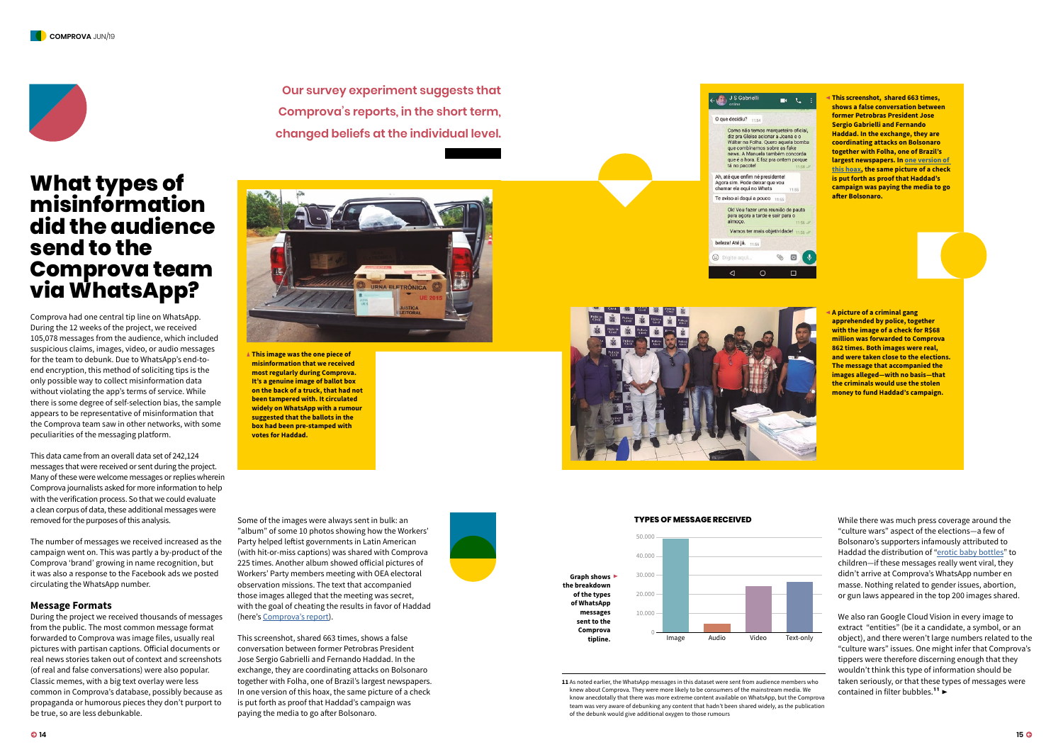# What types of misinformation did the audience send to the Comprova team via WhatsApp?

Comprova had one central tip line on WhatsApp. During the 12 weeks of the project, we received 105,078 messages from the audience, which included suspicious claims, images, video, or audio messages for the team to debunk. Due to WhatsApp's end-to-end encryption, this method of soliciting tips is the only possible way to collect misinformation data without violating the app's terms of service. While there is some degree of self-selection bias, the sample appears to be representative of misinformation that the Comprova team saw in other networks, with some peculiarities of the messaging platform.

This data came from an overall data set of 242,124 messages that were received or sent during the project. Many of these were welcome messages or replies wherein Comprova journalists asked for more information to help with the verification process. So that we could evaluate a clean corpus of data, these additional messages were removed for the purposes of this analysis.

The number of messages we received increased as the campaign went on. This was partly a by-product of the Comprova 'brand' growing in name recognition, but it was also a response to the Facebook ads we posted circulating the WhatsApp number.

## Message Formats

During the project we received thousands of messages from the public. The most common message format forwarded to Comprova was image files, usually real pictures with partisan captions. Official documents or real news stories taken out of context and screenshots (of real and false conversations) were also popular. Classic memes, with a big text overlay were less common in Comprova's database, possibly because as propaganda or humorous pieces they don't purport to be true, so are less debunkable.

> Our survey experiment suggests that Comprova's reports, in the short term, changed beliefs at the individual level.

This image was the one piece of misinformation that we received most regularly during Comprova. It's a genuine image of ballot box on the back of a truck, that had not been tampered with. It circulated widely on WhatsApp with a rumour suggested that the ballots in the box had been pre-stamped with votes for Haddad.

This screenshot, shared 663 times, shows a false conversation between former Petrobras President Jose Sergio Gabrielli and Fernando Haddad. In the exchange, they are coordinating attacks on Bolsonaro together with Folha, one of Brazil's largest newspapers. In [one version of this hoax](), the same picture of a check is put forth as proof that Haddad's campaign was paying the media to go after Bolsonaro.

A picture of a criminal gang apprehended by police, together with the image of a check for R$68 million was forwarded to Comprova 862 times. Both images were real, and were taken close to the elections. The message that accompanied the images alleged—with no basis—that the criminals would use the stolen money to fund Haddad's campaign.

Some of the images were always sent in bulk: an "album" of some 10 photos showing how the Workers' Party helped leftist governments in Latin American (with hit-or-miss captions) was shared with Comprova 225 times. Another album showed official pictures of Workers' Party members meeting with OEA electoral observation missions. The text that accompanied those images alleged that the meeting was secret, with the goal of cheating the results in favor of Haddad (here's [Comprova's report]()).

This screenshot, shared 663 times, shows a false conversation between former Petrobras President Jose Sergio Gabrielli and Fernando Haddad. In the exchange, they are coordinating attacks on Bolsonaro together with Folha, one of Brazil's largest newspapers. In one version of this hoax, the same picture of a check is put forth as proof that Haddad's campaign was paying the media to go after Bolsonaro.

### TYPES OF MESSAGE RECEIVED

| Type | Approx. messages |
|---|---|
| Image | ~49,000 |
| Audio | ~4,000 |
| Video | ~24,000 |
| Text-only | ~26,000 |

Graph shows the breakdown of the types of WhatsApp messages sent to the Comprova tipline.

While there was much press coverage around the "culture wars" aspect of the elections—a few of Bolsonaro's supporters infamously attributed to Haddad the distribution of "[erotic baby bottles]()" to children—if these messages really went viral, they didn't arrive at Comprova's WhatsApp number en masse. Nothing related to gender issues, abortion, or gun laws appeared in the top 200 images shared.

We also ran Google Cloud Vision in every image to extract "entities" (be it a candidate, a symbol, or an object), and there weren't large numbers related to the "culture wars" issues. One might infer that Comprova's tippers were therefore discerning enough that they wouldn't think this type of information should be taken seriously, or that these types of messages were contained in filter bubbles.[11] ►

[11] As noted earlier, the WhatsApp messages in this dataset were sent from audience members who knew about Comprova. They were more likely to be consumers of the mainstream media. We know anecdotally that there was more extreme content available on WhatsApp, but the Comprova team was very aware of debunking any content that hadn't been shared widely, as the publication of the debunk would give additional oxygen to those rumours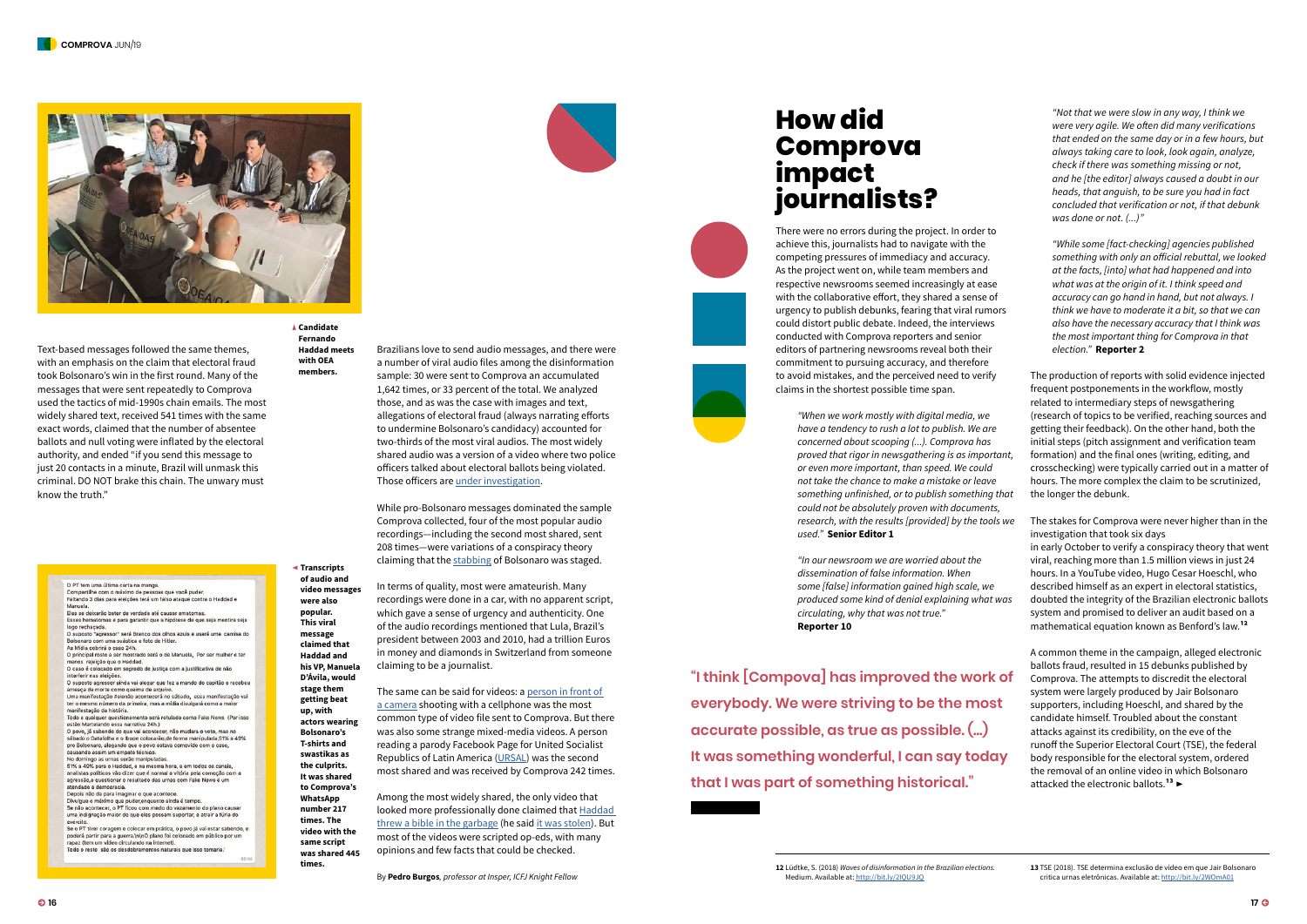Text-based messages followed the same themes, with an emphasis on the claim that electoral fraud took Bolsonaro's win in the first round. Many of the messages that were sent repeatedly to Comprova used the tactics of mid-1990s chain emails. The most widely shared text, received 541 times with the same exact words, claimed that the number of absentee ballots and null voting were inflated by the electoral authority, and ended "if you send this message to just 20 contacts in a minute, Brazil will unmask this criminal. DO NOT brake this chain. The unwary must know the truth."

▲ **Candidate Fernando Haddad meets with OEA members.**

◄ **Transcripts of audio and video messages were also popular. This viral message claimed that Haddad and his VP, Manuela D'Ávila, would stage them getting beat up, with actors wearing Bolsonaro's T-shirts and swastikas as the culprits. It was shared to Comprova's WhatsApp number 217 times. The video with the same script was shared 445 times.**

Brazilians love to send audio messages, and there were a number of viral audio files among the disinformation sample: 30 were sent to Comprova an accumulated 1,642 times, or 33 percent of the total. We analyzed those, and as was the case with images and text, allegations of electoral fraud (always narrating efforts to undermine Bolsonaro's candidacy) accounted for two-thirds of the most viral audios. The most widely shared audio was a version of a video where two police officers talked about electoral ballots being violated. Those officers are under investigation.

While pro-Bolsonaro messages dominated the sample Comprova collected, four of the most popular audio recordings—including the second most shared, sent 208 times—were variations of a conspiracy theory claiming that the stabbing of Bolsonaro was staged.

In terms of quality, most were amateurish. Many recordings were done in a car, with no apparent script, which gave a sense of urgency and authenticity. One of the audio recordings mentioned that Lula, Brazil's president between 2003 and 2010, had a trillion Euros in money and diamonds in Switzerland from someone claiming to be a journalist.

The same can be said for videos: a person in front of a camera shooting with a cellphone was the most common type of video file sent to Comprova. But there was also some strange mixed-media videos. A person reading a parody Facebook Page for United Socialist Republics of Latin America (URSAL) was the second most shared and was received by Comprova 242 times.

Among the most widely shared, the only video that looked more professionally done claimed that Haddad threw a bible in the garbage (he said it was stolen). But most of the videos were scripted op-eds, with many opinions and few facts that could be checked.

By **Pedro Burgos**, *professor at Insper, ICFJ Knight Fellow*

# How did Comprova impact journalists?

There were no errors during the project. In order to achieve this, journalists had to navigate with the competing pressures of immediacy and accuracy. As the project went on, while team members and respective newsrooms seemed increasingly at ease with the collaborative effort, they shared a sense of urgency to publish debunks, fearing that viral rumors could distort public debate. Indeed, the interviews conducted with Comprova reporters and senior editors of partnering newsrooms reveal both their commitment to pursuing accuracy, and therefore to avoid mistakes, and the perceived need to verify claims in the shortest possible time span.

> *"When we work mostly with digital media, we have a tendency to rush a lot to publish. We are concerned about scooping (...). Comprova has proved that rigor in newsgathering is as important, or even more important, than speed. We could not take the chance to make a mistake or leave something unfinished, or to publish something that could not be absolutely proven with documents, research, with the results [provided] by the tools we used."* **Senior Editor 1**

> *"In our newsroom we are worried about the dissemination of false information. When some [false] information gained high scale, we produced some kind of denial explaining what was circulating, why that was not true."* **Reporter 10**

**"I think [Compova] has improved the work of everybody. We were striving to be the most accurate possible, as true as possible. (...) It was something wonderful, I can say today that I was part of something historical."**

> *"Not that we were slow in any way, I think we were very agile. We often did many verifications that ended on the same day or in a few hours, but always taking care to look, look again, analyze, check if there was something missing or not, and he [the editor] always caused a doubt in our heads, that anguish, to be sure you had in fact concluded that verification or not, if that debunk was done or not. (...)"*

> *"While some [fact-checking] agencies published something with only an official rebuttal, we looked at the facts, [into] what had happened and into what was at the origin of it. I think speed and accuracy can go hand in hand, but not always. I think we have to moderate it a bit, so that we can also have the necessary accuracy that I think was the most important thing for Comprova in that election."* **Reporter 2**

The production of reports with solid evidence injected frequent postponements in the workflow, mostly related to intermediary steps of newsgathering (research of topics to be verified, reaching sources and getting their feedback). On the other hand, both the initial steps (pitch assignment and verification team formation) and the final ones (writing, editing, and crosschecking) were typically carried out in a matter of hours. The more complex the claim to be scrutinized, the longer the debunk.

The stakes for Comprova were never higher than in the investigation that took six days
in early October to verify a conspiracy theory that went viral, reaching more than 1.5 million views in just 24 hours. In a YouTube video, Hugo Cesar Hoeschl, who described himself as an expert in electoral statistics, doubted the integrity of the Brazilian electronic ballots system and promised to deliver an audit based on a mathematical equation known as Benford's law.[12]

A common theme in the campaign, alleged electronic ballots fraud, resulted in 15 debunks published by Comprova. The attempts to discredit the electoral system were largely produced by Jair Bolsonaro supporters, including Hoeschl, and shared by the candidate himself. Troubled about the constant attacks against its credibility, on the eve of the runoff the Superior Electoral Court (TSE), the federal body responsible for the electoral system, ordered the removal of an online video in which Bolsonaro attacked the electronic ballots.[13] ►

---

12 Lüdtke, S. (2018) *Waves of disinformation in the Brazilian elections.* Medium. Available at: http://bit.ly/2IQU9JQ

13 TSE (2018). TSE determina exclusão de vídeo em que Jair Bolsonaro critica urnas eletrônicas. Available at: http://bit.ly/2WOmA01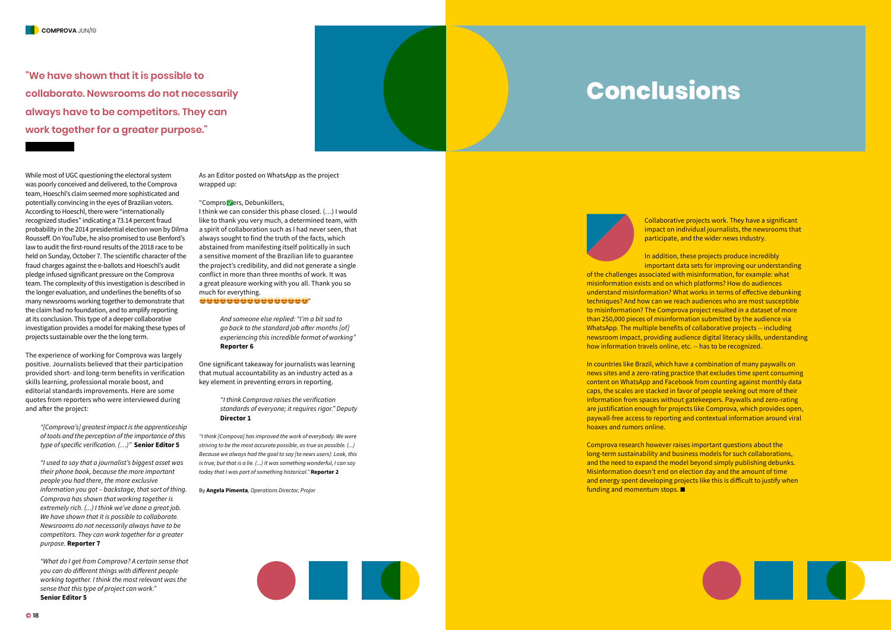"We have shown that it is possible to collaborate. Newsrooms do not necessarily always have to be competitors. They can work together for a greater purpose."

While most of UGC questioning the electoral system was poorly conceived and delivered, to the Comprova team, Hoeschl's claim seemed more sophisticated and potentially convincing in the eyes of Brazilian voters. According to Hoeschl, there were "internationally recognized studies" indicating a 73.14 percent fraud probability in the 2014 presidential election won by Dilma Rousseff. On YouTube, he also promised to use Benford's law to audit the first-round results of the 2018 race to be held on Sunday, October 7. The scientific character of the fraud charges against the e-ballots and Hoeschl's audit pledge infused significant pressure on the Comprova team. The complexity of this investigation is described in the longer evaluation, and underlines the benefits of so many newsrooms working together to demonstrate that the claim had no foundation, and to amplify reporting at its conclusion. This type of a deeper collaborative investigation provides a model for making these types of projects sustainable over the the long term.

The experience of working for Comprova was largely positive. Journalists believed that their participation provided short- and long-term benefits in verification skills learning, professional morale boost, and editorial standards improvements. Here are some quotes from reporters who were interviewed during and after the project:

> *"[Comprova's] greatest impact is the apprenticeship of tools and the perception of the importance of this type of specific verification. (…)"* **Senior Editor 5**

> *"I used to say that a journalist's biggest asset was their phone book, because the more important people you had there, the more exclusive information you got – backstage, that sort of thing. Comprova has shown that working together is extremely rich. (...) I think we've done a great job. We have shown that it is possible to collaborate. Newsrooms do not necessarily always have to be competitors. They can work together for a greater purpose.* **Reporter 7**

> *"What do I get from Comprova? A certain sense that you can do different things with different people working together. I think the most relevant was the sense that this type of project can work."* **Senior Editor 5**

As an Editor posted on WhatsApp as the project wrapped up:

"Compro✅ers, Debunkillers,
I think we can consider this phase closed. (…) I would like to thank you very much, a determined team, with a spirit of collaboration such as I had never seen, that always sought to find the truth of the facts, which abstained from manifesting itself politically in such a sensitive moment of the Brazilian life to guarantee the project's credibility, and did not generate a single conflict in more than three months of work. It was a great pleasure working with you all. Thank you so much for everything.
😍😍😍😍😍😍😍😍😍😍😍😍😍😍😍😍"

> *And someone else replied: "I'm a bit sad to go back to the standard job after months [of] experiencing this incredible format of working"* **Reporter 6**

One significant takeaway for journalists was learning that mutual accountability as an industry acted as a key element in preventing errors in reporting.

> *"I think Comprova raises the verification standards of everyone; it requires rigor."* Deputy **Director 1**

*"I think [Compova] has improved the work of everybody. We were striving to be the most accurate possible, as true as possible. (...) Because we always had the goal to say [to news users]: Look, this is true; but that is a lie. (...) It was something wonderful, I can say today that I was part of something historical."* **Reporter 2**

By **Angela Pimenta**, *Operations Director, Projor*

# Conclusions

Collaborative projects work. They have a significant impact on individual journalists, the newsrooms that participate, and the wider news industry.

In addition, these projects produce incredibly important data sets for improving our understanding of the challenges associated with misinformation, for example: what misinformation exists and on which platforms? How do audiences understand misinformation? What works in terms of effective debunking techniques? And how can we reach audiences who are most susceptible to misinformation? The Comprova project resulted in a dataset of more than 250,000 pieces of misinformation submitted by the audience via WhatsApp. The multiple benefits of collaborative projects -- including newsroom impact, providing audience digital literacy skills, understanding how information travels online, etc. -- has to be recognized.

In countries like Brazil, which have a combination of many paywalls on news sites and a zero-rating practice that excludes time spent consuming content on WhatsApp and Facebook from counting against monthly data caps, the scales are stacked in favor of people seeking out more of their information from spaces without gatekeepers. Paywalls and zero-rating are justification enough for projects like Comprova, which provides open, paywall-free access to reporting and contextual information around viral hoaxes and rumors online.

Comprova research however raises important questions about the long-term sustainability and business models for such collaborations, and the need to expand the model beyond simply publishing debunks. Misinformation doesn't end on election day and the amount of time and energy spent developing projects like this is difficult to justify when funding and momentum stops. ■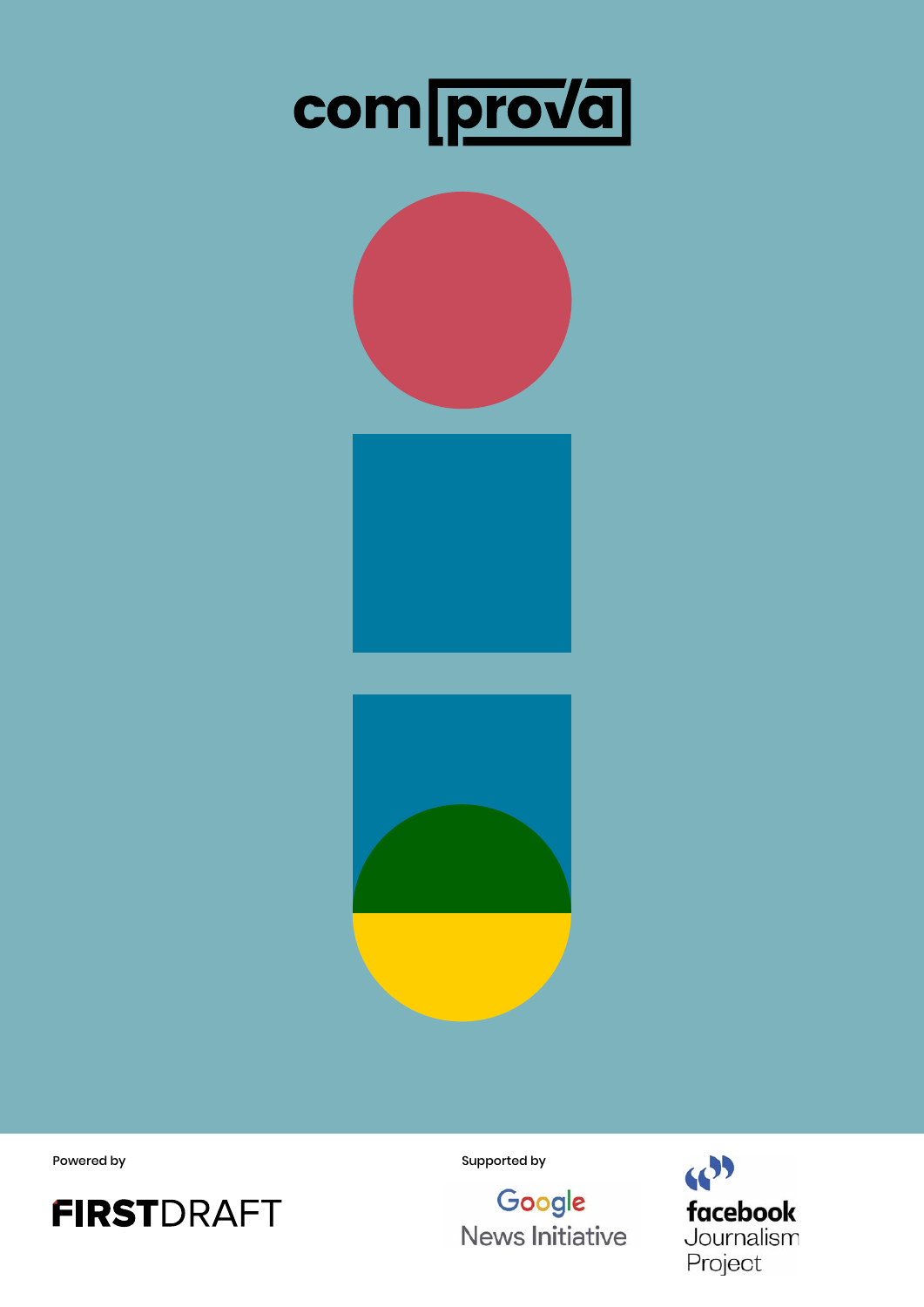comprova

Powered by

FIRSTDRAFT

Supported by

Google News Initiative

facebook Journalism Project